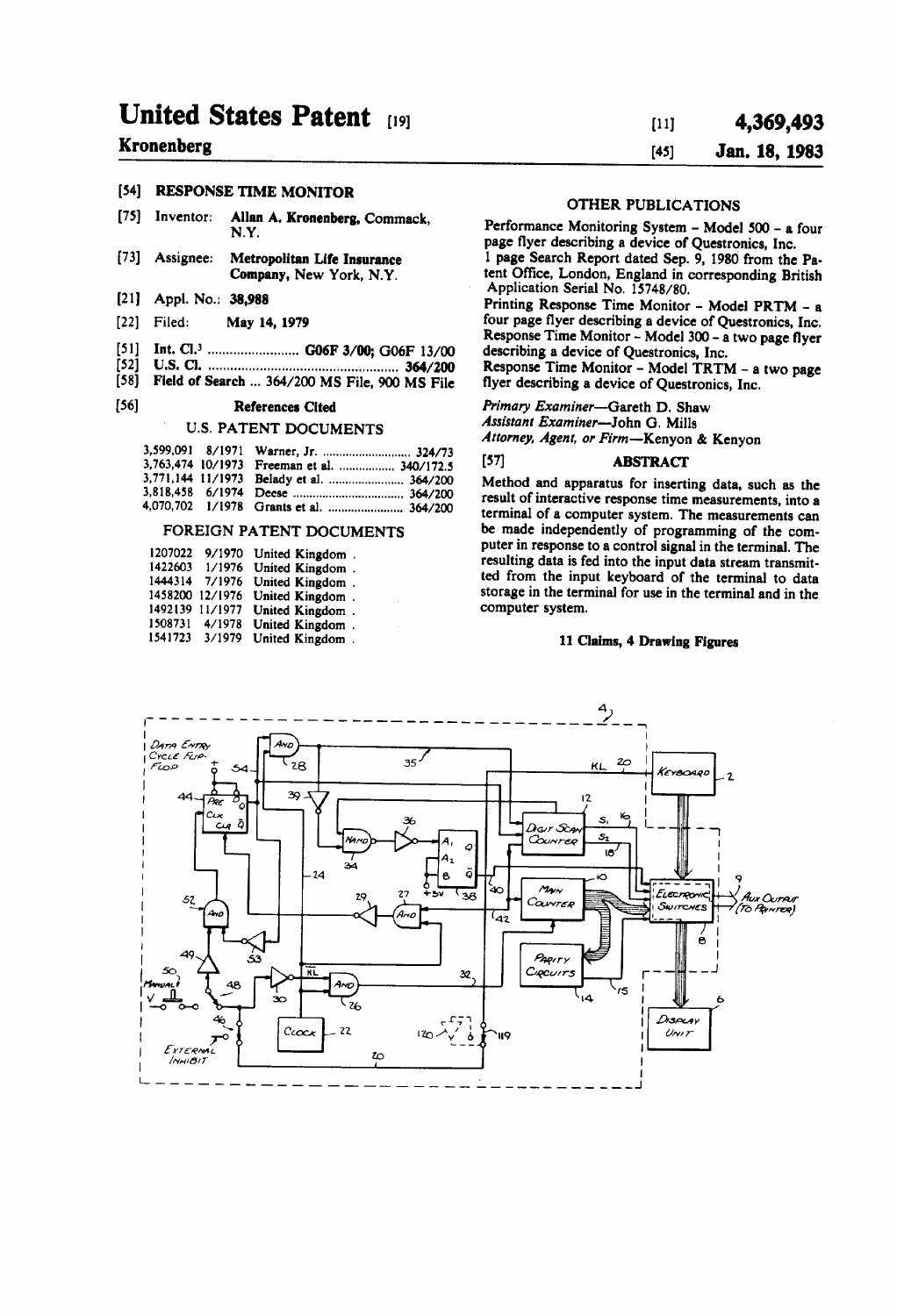# United States Patent [19]

**Kronenberg**

[11] **4,369,493**

[45] **Jan. 18, 1983**

[54] **RESPONSE TIME MONITOR**

[75] Inventor: **Allan A. Kronenberg**, Commack, N.Y.

[73] Assignee: **Metropolitan Life Insurance Company**, New York, N.Y.

[21] Appl. No.: **38,988**

[22] Filed: **May 14, 1979**

[51] Int. Cl.[3] ......................... **G06F 3/00; G06F 13/00**

[52] U.S. Cl. .................................................... **364/200**

[58] **Field of Search** ... 364/200 MS File, 900 MS File

[56] **References Cited**

U.S. PATENT DOCUMENTS

| | | | |
|---|---|---|---|
| 3,599,091 | 8/1971 | Warner, Jr. | 324/73 |
| 3,763,474 | 10/1973 | Freeman et al. | 340/172.5 |
| 3,771,144 | 11/1973 | Belady et al. | 364/200 |
| 3,818,458 | 6/1974 | Deese | 364/200 |
| 4,070,702 | 1/1978 | Grants et al. | 364/200 |

FOREIGN PATENT DOCUMENTS

| | | |
|---|---|---|
| 1207022 | 9/1970 | United Kingdom . |
| 1422603 | 1/1976 | United Kingdom . |
| 1444314 | 7/1976 | United Kingdom . |
| 1458200 | 12/1976 | United Kingdom . |
| 1492139 | 11/1977 | United Kingdom . |
| 1508731 | 4/1978 | United Kingdom . |
| 1541723 | 3/1979 | United Kingdom . |

OTHER PUBLICATIONS

Performance Monitoring System - Model 500 - a four page flyer describing a device of Questronics, Inc.
1 page Search Report dated Sep. 9, 1980 from the Patent Office, London, England in corresponding British Application Serial No. 15748/80.
Printing Response Time Monitor - Model PRTM - a four page flyer describing a device of Questronics, Inc.
Response Time Monitor - Model 300 - a two page flyer describing a device of Questronics, Inc.
Response Time Monitor - Model TRTM - a two page flyer describing a device of Questronics, Inc.

*Primary Examiner*—Gareth D. Shaw
*Assistant Examiner*—John G. Mills
*Attorney, Agent, or Firm*—Kenyon & Kenyon

[57] **ABSTRACT**

Method and apparatus for inserting data, such as the result of interactive response time measurements, into a terminal of a computer system. The measurements can be made independently of programming of the computer in response to a control signal in the terminal. The resulting data is fed into the input data stream transmitted from the input keyboard of the terminal to data storage in the terminal for use in the terminal and in the computer system.

**11 Claims, 4 Drawing Figures**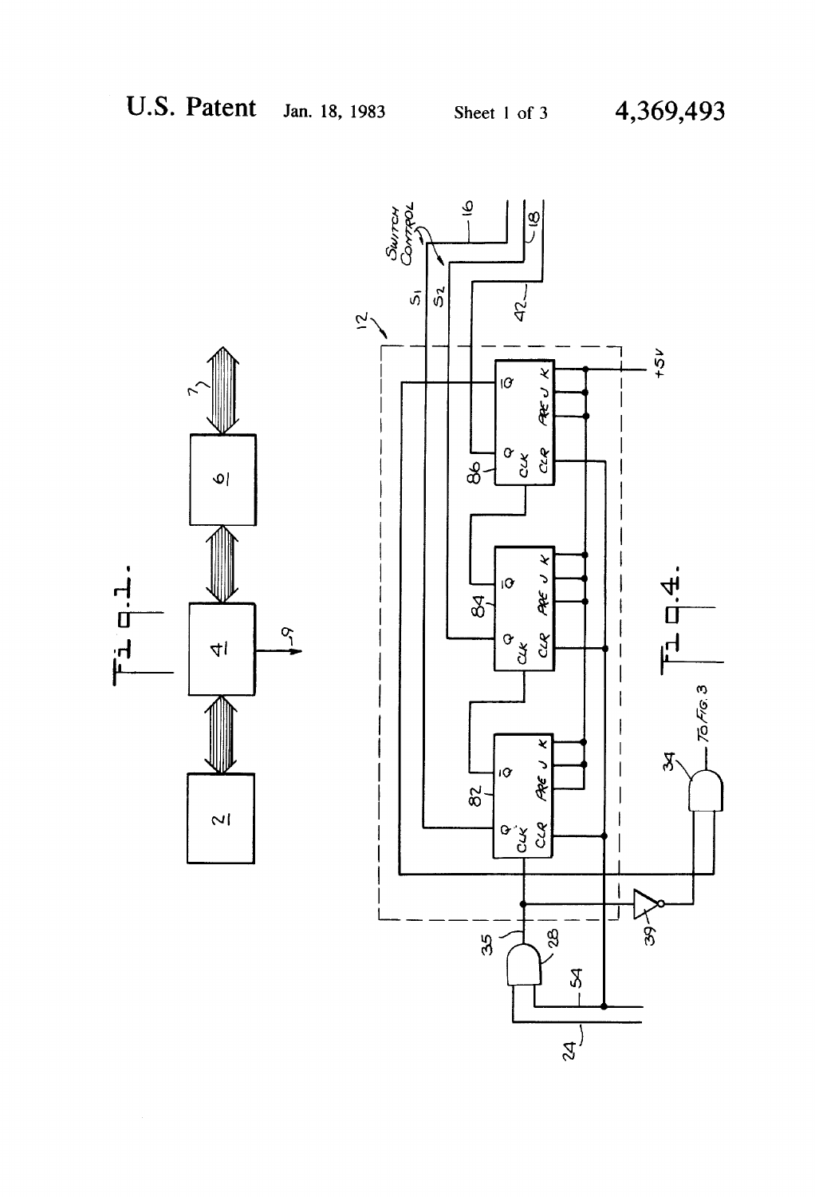U.S. Patent Jan. 18, 1983 Sheet 1 of 3 4,369,493

FIG. 1.

FIG. 4.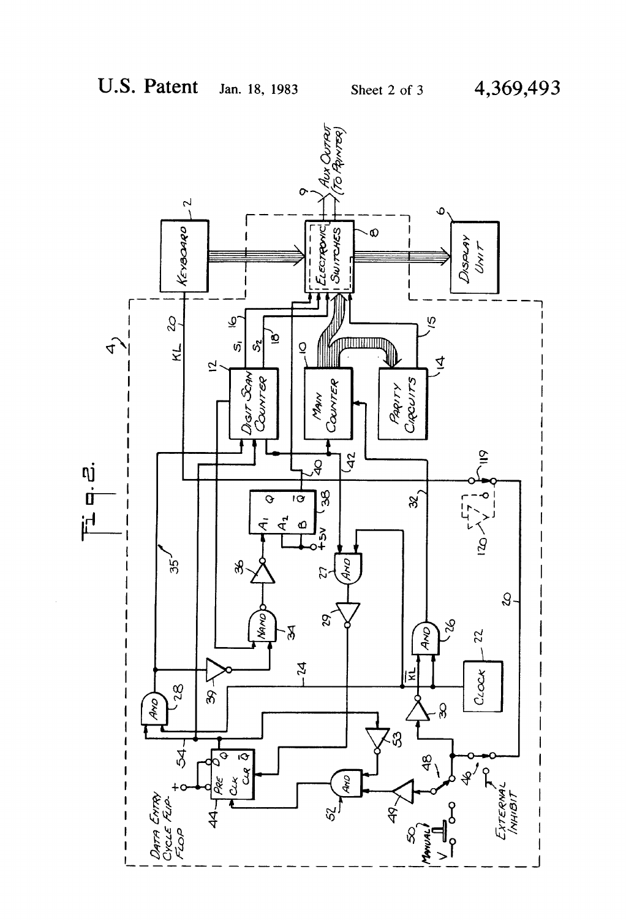Fig. 2.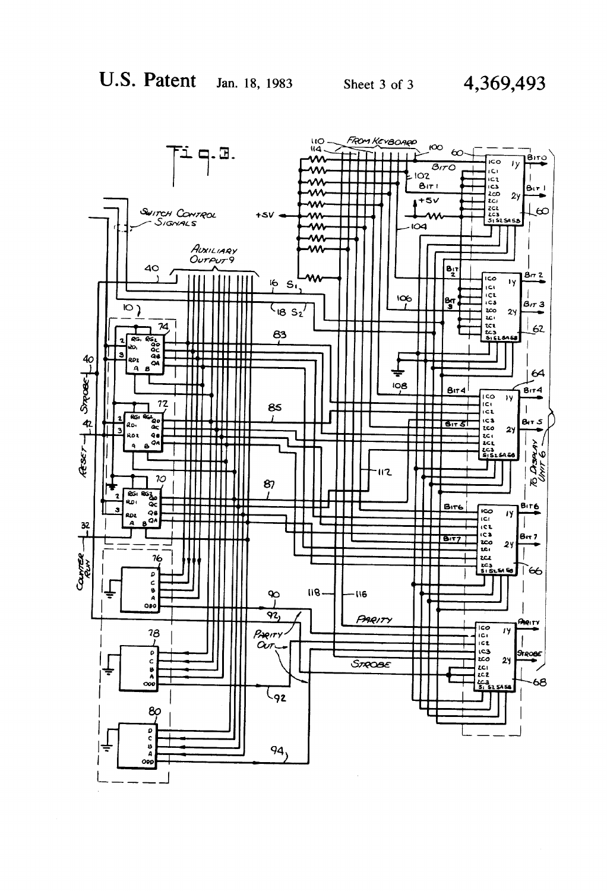Fig. 3.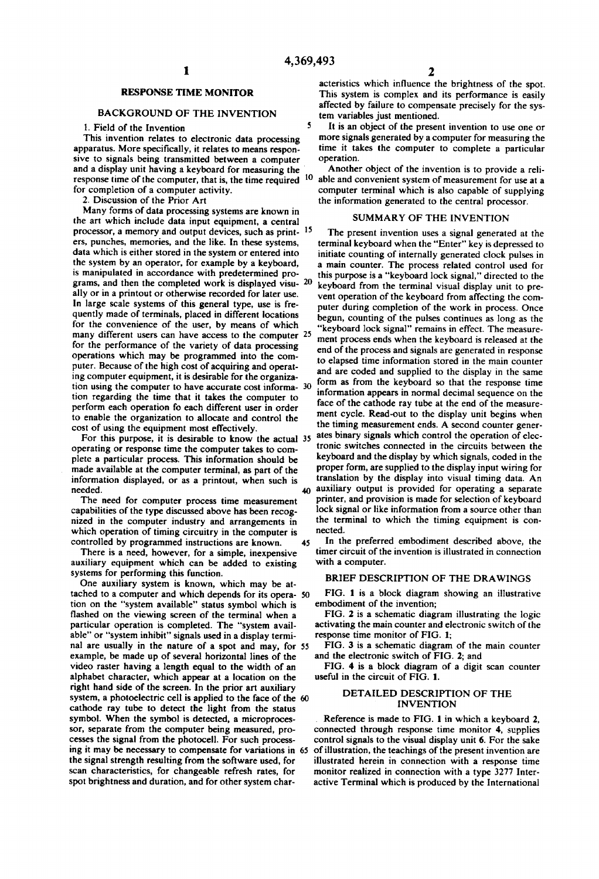# RESPONSE TIME MONITOR

## BACKGROUND OF THE INVENTION

### 1. Field of the Invention

This invention relates to electronic data processing apparatus. More specifically, it relates to means responsive to signals being transmitted between a computer and a display unit having a keyboard for measuring the response time of the computer, that is, the time required for completion of a computer activity.

### 2. Discussion of the Prior Art

Many forms of data processing systems are known in the art which include data input equipment, a central processor, a memory and output devices, such as printers, punches, memories, and the like. In these systems, data which is either stored in the system or entered into the system by an operator, for example by a keyboard, is manipulated in accordance with predetermined programs, and then the completed work is displayed visually or in a printout or otherwise recorded for later use. In large scale systems of this general type, use is frequently made of terminals, placed in different locations for the convenience of the user, by means of which many different users can have access to the computer for the performance of the variety of data processing operations which may be programmed into the computer. Because of the high cost of acquiring and operating computer equipment, it is desirable for the organization using the computer to have accurate cost information regarding the time that it takes the computer to perform each operation fo each different user in order to enable the organization to allocate and control the cost of using the equipment most effectively.

For this purpose, it is desirable to know the actual operating or response time the computer takes to complete a particular process. This information should be made available at the computer terminal, as part of the information displayed, or as a printout, when such is needed.

The need for computer process time measurement capabilities of the type discussed above has been recognized in the computer industry and arrangements in which operation of timing circuitry in the computer is controlled by programmed instructions are known.

There is a need, however, for a simple, inexpensive auxiliary equipment which can be added to existing systems for performing this function.

One auxiliary system is known, which may be attached to a computer and which depends for its operation on the "system available" status symbol which is flashed on the viewing screen of the terminal when a particular operation is completed. The "system available" or "system inhibit" signals used in a display terminal are usually in the nature of a spot and may, for example, be made up of several horizontal lines of the video raster having a length equal to the width of an alphabet character, which appear at a location on the right hand side of the screen. In the prior art auxiliary system, a photoelectric cell is applied to the face of the cathode ray tube to detect the light from the status symbol. When the symbol is detected, a microprocessor, separate from the computer being measured, processes the signal from the photocell. For such processing it may be necessary to compensate for variations in the signal strength resulting from the software used, for scan characteristics, for changeable refresh rates, for spot brightness and duration, and for other system characteristics which influence the brightness of the spot. This system is complex and its performance is easily affected by failure to compensate precisely for the system variables just mentioned.

It is an object of the present invention to use one or more signals generated by a computer for measuring the time it takes the computer to complete a particular operation.

Another object of the invention is to provide a reliable and convenient system of measurement for use at a computer terminal which is also capable of supplying the information generated to the central processor.

## SUMMARY OF THE INVENTION

The present invention uses a signal generated at the terminal keyboard when the "Enter" key is depressed to initiate counting of internally generated clock pulses in a main counter. The process related control used for this purpose is a "keyboard lock signal," directed to the keyboard from the terminal visual display unit to prevent operation of the keyboard from affecting the computer during completion of the work in process. Once begun, counting of the pulses continues as long as the "keyboard lock signal" remains in effect. The measurement process ends when the keyboard is released at the end of the process and signals are generated in response to elapsed time information stored in the main counter and are coded and supplied to the display in the same form as from the keyboard so that the response time information appears in normal decimal sequence on the face of the cathode ray tube at the end of the measurement cycle. Read-out to the display unit begins when the timing measurement ends. A second counter generates binary signals which control the operation of electronic switches connected in the circuits between the keyboard and the display by which signals, coded in the proper form, are supplied to the display input wiring for translation by the display into visual timing data. An auxiliary output is provided for operating a separate printer, and provision is made for selection of keyboard lock signal or like information from a source other than the terminal to which the timing equipment is connected.

In the preferred embodiment described above, the timer circuit of the invention is illustrated in connection with a computer.

## BRIEF DESCRIPTION OF THE DRAWINGS

FIG. 1 is a block diagram showing an illustrative embodiment of the invention;

FIG. 2 is a schematic diagram illustrating the logic activating the main counter and electronic switch of the response time monitor of FIG. 1;

FIG. 3 is a schematic diagram of the main counter and the electronic switch of FIG. 2; and

FIG. 4 is a block diagram of a digit scan counter useful in the circuit of FIG. 1.

## DETAILED DESCRIPTION OF THE INVENTION

Reference is made to FIG. 1 in which a keyboard 2, connected through response time monitor 4, supplies control signals to the visual display unit 6. For the sake of illustration, the teachings of the present invention are illustrated herein in connection with a response time monitor realized in connection with a type 3277 Interactive Terminal which is produced by the International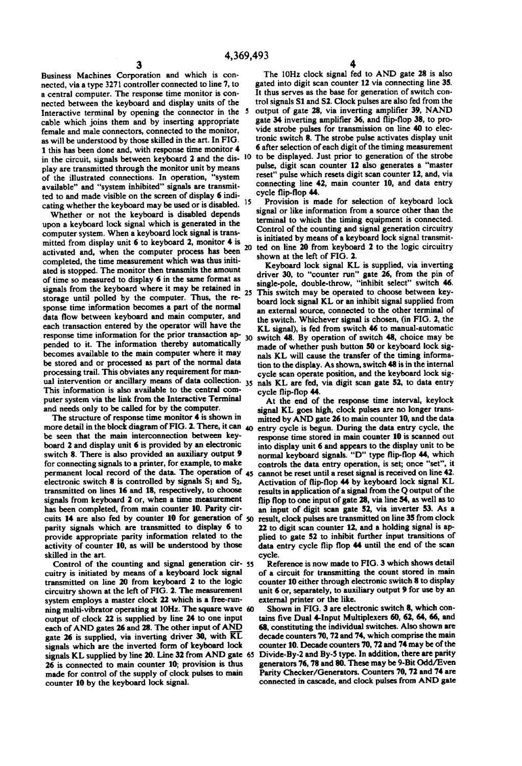Business Machines Corporation and which is connected, via a type 3271 controller connected to line 7, to a central computer. The response time monitor is connected between the keyboard and display units of the Interactive terminal by opening the connector in the cable which joins them and by inserting appropriate female and male connectors, connected to the monitor, as will be understood by those skilled in the art. In FIG. 1 this has been done and, with response time monitor 4 in the circuit, signals between keyboard 2 and the display are transmitted through the monitor unit by means of the illustrated connections. In operation, "system available" and "system inhibited" signals are transmitted to and made visible on the screen of display 6 indicating whether the keyboard may be used or is disabled.

Whether or not the keyboard is disabled depends upon a keyboard lock signal which is generated in the computer system. When a keyboard lock signal is transmitted from display unit 6 to keyboard 2, monitor 4 is activated and, when the computer process has been completed, the time measurement which was thus initiated is stopped. The monitor then transmits the amount of time so measured to display 6 in the same format as signals from the keyboard where it may be retained in storage until polled by the computer. Thus, the response time information becomes a part of the normal data flow between keyboard and main computer, and each transaction entered by the operator will have the response time information for the prior transaction appended to it. The information thereby automatically becomes available to the main computer where it may be stored and or processed as part of the normal data processing trail. This obviates any requirement for manual intervention or ancillary means of data collection. This information is also available to the central computer system via the link from the Interactive Terminal and needs only to be called for by the computer.

The structure of response time monitor 4 is shown in more detail in the block diagram of FIG. 2. There, it can be seen that the main interconnection between keyboard 2 and display unit 6 is provided by an electronic switch 8. There is also provided an auxiliary output 9 for connecting signals to a printer, for example, to make permanent local record of the data. The operation of electronic switch 8 is controlled by signals $S_1$ and $S_2$, transmitted on lines 16 and 18, respectively, to choose signals from keyboard 2 or, when a time measurement has been completed, from main counter 10. Parity circuits 14 are also fed by counter 10 for generation of parity signals which are transmitted to display 6 to provide appropriate parity information related to the activity of counter 10, as will be understood by those skilled in the art.

Control of the counting and signal generation circuitry is initiated by means of a keyboard lock signal transmitted on line 20 from keyboard 2 to the logic circuitry shown at the left of FIG. 2. The measurement system employs a master clock 22 which is a free-running multi-vibrator operating at 10Hz. The square wave output of clock 22 is supplied by line 24 to one input each of AND gates 26 and 28. The other input of AND gate 26 is supplied, via inverting driver 30, with $\overline{KL}$ signals which are the inverted form of keyboard lock signals KL supplied by line 20. Line 32 from AND gate 26 is connected to main counter 10; provision is thus made for control of the supply of clock pulses to main counter 10 by the keyboard lock signal.

The 10Hz clock signal fed to AND gate 28 is also gated into digit scan counter 12 via connecting line 35. It thus serves as the base for generation of switch control signals S1 and S2. Clock pulses are also fed from the output of gate 28, via inverting amplifier 39, NAND gate 34 inverting amplifier 36, and flip-flop 38, to provide strobe pulses for transmission on line 40 to electronic switch 8. The strobe pulse activates display unit 6 after selection of each digit of the timing measurement to be displayed. Just prior to generation of the strobe pulse, digit scan counter 12 also generates a "master reset" pulse which resets digit scan counter 12, and, via connecting line 42, main counter 10, and data entry cycle flip-flop 44.

Provision is made for selection of keyboard lock signal or like information from a source other than the terminal to which the timing equipment is connected. Control of the counting and signal generation circuitry is initiated by means of a keyboard lock signal transmitted on line 20 from keyboard 2 to the logic circuitry shown at the left of FIG. 2.

Keyboard lock signal KL is supplied, via inverting driver 30, to "counter run" gate 26, from the pin of single-pole, double-throw, "inhibit select" switch 46. This switch may be operated to choose between keyboard lock signal KL or an inhibit signal supplied from an external source, connected to the other terminal of the switch. Whichever signal is chosen, (in FIG. 2, the KL signal), is fed from switch 46 to manual-automatic switch 48. By operation of switch 48, choice may be made of whether push button 50 or keyboard lock signals KL will cause the transfer of the timing information to the display. As shown, switch 48 is in the internal cycle scan operate position, and the keyboard lock signals KL are fed, via digit scan gate 52, to data entry cycle flip-flop 44.

At the end of the response time interval, keylock signal KL goes high, clock pulses are no longer transmitted by AND gate 26 to main counter 10, and the data entry cycle is begun. During the data entry cycle, the response time stored in main counter 10 is scanned out into display unit 6 and appears to the display unit to be normal keyboard signals. "D" type flip-flop 44, which controls the data entry operation, is set; once "set", it cannot be reset until a reset signal is received on line 42. Activation of flip-flop 44 by keyboard lock signal KL results in application of a signal from the Q output of the flip flop to one input of gate 28, via line 54, as well as to an input of digit scan gate 52, via inverter 53. As a result, clock pulses are transmitted on line 35 from clock 22 to digit scan counter 12, and a holding signal is applied to gate 52 to inhibit further input transitions of data entry cycle flip flop 44 until the end of the scan cycle.

Reference is now made to FIG. 3 which shows detail of a circuit for transmitting the count stored in main counter 10 either through electronic switch 8 to display unit 6 or, separately, to auxiliary output 9 for use by an external printer or the like.

Shown in FIG. 3 are electronic switch 8, which contains five Dual 4-Input Multiplexers 60, 62, 64, 66, and 68, constituting the individual switches. Also shown are decade counters 70, 72 and 74, which comprise the main counter 10. Decade counters 70, 72 and 74 may be of the Divide-By-2 and By-5 type. In addition, there are parity generators 76, 78 and 80. These may be 9-Bit Odd/Even Parity Checker/Generators. Counters 70, 72 and 74 are connected in cascade, and clock pulses from AND gate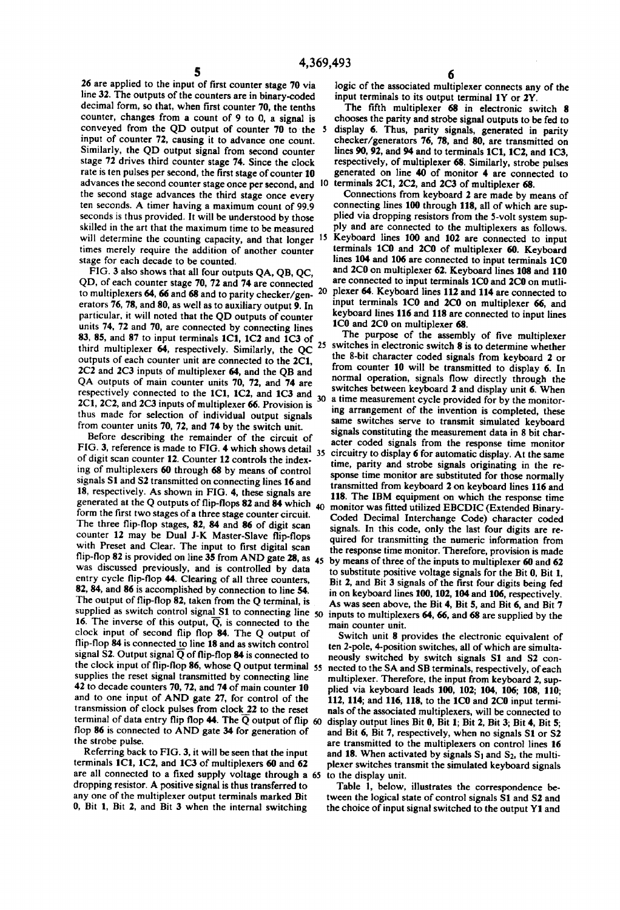26 are applied to the input of first counter stage 70 via line 32. The outputs of the counters are in binary-coded decimal form, so that, when first counter 70, the tenths counter, changes from a count of 9 to 0, a signal is conveyed from the QD output of counter 70 to the input of counter 72, causing it to advance one count. Similarly, the QD output signal from second counter stage 72 drives third counter stage 74. Since the clock rate is ten pulses per second, the first stage of counter 10 advances the second counter stage once per second, and the second stage advances the third stage once every ten seconds. A timer having a maximum count of 99.9 seconds is thus provided. It will be understood by those skilled in the art that the maximum time to be measured will determine the counting capacity, and that longer times merely require the addition of another counter stage for each decade to be counted.

FIG. 3 also shows that all four outputs QA, QB, QC, QD, of each counter stage 70, 72 and 74 are connected to multiplexers 64, 66 and 68 and to parity checker/generators 76, 78, and 80, as well as to auxiliary output 9. In particular, it will noted that the QD outputs of counter units 74, 72 and 70, are connected by connecting lines 83, 85, and 87 to input terminals 1C1, 1C2 and 1C3 of third multiplexer 64, respectively. Similarly, the QC outputs of each counter unit are connected to the 2C1, 2C2 and 2C3 inputs of multiplexer 64, and the QB and QA outputs of main counter units 70, 72, and 74 are respectively connected to the 1C1, 1C2, and 1C3 and 2C1, 2C2, and 2C3 inputs of multiplexer 66. Provision is thus made for selection of individual output signals from counter units 70, 72, and 74 by the switch unit.

Before describing the remainder of the circuit of FIG. 3, reference is made to FIG. 4 which shows detail of digit scan counter 12. Counter 12 controls the indexing of multiplexers 60 through 68 by means of control signals S1 and S2 transmitted on connecting lines 16 and 18, respectively. As shown in FIG. 4, these signals are generated at the Q outputs of flip-flops 82 and 84 which form the first two stages of a three stage counter circuit. The three flip-flop stages, 82, 84 and 86 of digit scan counter 12 may be Dual J-K Master-Slave flip-flops with Preset and Clear. The input to first digital scan flip-flop 82 is provided on line 35 from AND gate 28, as was discussed previously, and is controlled by data entry cycle flip-flop 44. Clearing of all three counters, 82, 84, and 86 is accomplished by connection to line 54. The output of flip-flop 82, taken from the Q terminal, is supplied as switch control signal S1 to connecting line 16. The inverse of this output, $\overline{Q}$, is connected to the clock input of second flip flop 84. The Q output of flip-flop 84 is connected to line 18 and as switch control signal S2. Output signal $\overline{Q}$ of flip-flop 84 is connected to the clock input of flip-flop 86, whose Q output terminal supplies the reset signal transmitted by connecting line 42 to decade counters 70, 72, and 74 of main counter 10 and to one input of AND gate 27, for control of the transmission of clock pulses from clock 22 to the reset terminal of data entry flip flop 44. The $\overline{Q}$ output of flip flop 86 is connected to AND gate 34 for generation of the strobe pulse.

Referring back to FIG. 3, it will be seen that the input terminals 1C1, 1C2, and 1C3 of multiplexers 60 and 62 are all connected to a fixed supply voltage through a dropping resistor. A positive signal is thus transferred to any one of the multiplexer output terminals marked Bit 0, Bit 1, Bit 2, and Bit 3 when the internal switching logic of the associated multiplexer connects any of the input terminals to its output terminal 1Y or 2Y.

The fifth multiplexer 68 in electronic switch 8 chooses the parity and strobe signal outputs to be fed to display 6. Thus, parity signals, generated in parity checker/generators 76, 78, and 80, are transmitted on lines 90, 92, and 94 and to terminals 1C1, 1C2, and 1C3, respectively, of multiplexer 68. Similarly, strobe pulses generated on line 40 of monitor 4 are connected to terminals 2C1, 2C2, and 2C3 of multiplexer 68.

Connections from keyboard 2 are made by means of connecting lines 100 through 118, all of which are supplied via dropping resistors from the 5-volt system supply and are connected to the multiplexers as follows. Keyboard lines 100 and 102 are connected to input terminals 1C0 and 2C0 of multiplexer 60. Keyboard lines 104 and 106 are connected to input terminals 1C0 and 2C0 on multiplexer 62. Keyboard lines 108 and 110 are connected to input terminals 1C0 and 2C0 on mutliplexer 64. Keyboard lines 112 and 114 are connected to input terminals 1C0 and 2C0 on multiplexer 66, and keyboard lines 116 and 118 are connected to input lines 1C0 and 2C0 on multiplexer 68.

The purpose of the assembly of five multiplexer switches in electronic switch 8 is to determine whether the 8-bit character coded signals from keyboard 2 or from counter 10 will be transmitted to display 6. In normal operation, signals flow directly through the switches between keyboard 2 and display unit 6. When a time measurement cycle provided for by the monitoring arrangement of the invention is completed, these same switches serve to transmit simulated keyboard signals constituting the measurement data in 8 bit character coded signals from the response time monitor circuitry to display 6 for automatic display. At the same time, parity and strobe signals originating in the response time monitor are substituted for those normally transmitted from keyboard 2 on keyboard lines 116 and 118. The IBM equipment on which the response time monitor was fitted utilized EBCDIC (Extended Binary-Coded Decimal Interchange Code) character coded signals. In this code, only the last four digits are required for transmitting the numeric information from the response time monitor. Therefore, provision is made by means of three of the inputs to multiplexer 60 and 62 to substitute positive voltage signals for the Bit 0, Bit 1, Bit 2, and Bit 3 signals of the first four digits being fed in on keyboard lines 100, 102, 104 and 106, respectively. As was seen above, the Bit 4, Bit 5, and Bit 6, and Bit 7 inputs to multiplexers 64, 66, and 68 are supplied by the main counter unit.

Switch unit 8 provides the electronic equivalent of ten 2-pole, 4-position switches, all of which are simultaneously switched by switch signals S1 and S2 connected to the SA and SB terminals, respectively, of each multiplexer. Therefore, the input from keyboard 2, supplied via keyboard leads 100, 102; 104, 106; 108, 110; 112, 114; and 116, 118, to the 1C0 and 2C0 input terminals of the associated multiplexers, will be connected to display output lines Bit 0, Bit 1; Bit 2, Bit 3; Bit 4, Bit 5; and Bit 6, Bit 7, respectively, when no signals S1 or S2 are transmitted to the multiplexers on control lines 16 and 18. When activated by signals $S_1$ and $S_2$, the multiplexer switches transmit the simulated keyboard signals to the display unit.

Table 1, below, illustrates the correspondence between the logical state of control signals S1 and S2 and the choice of input signal switched to the output Y1 and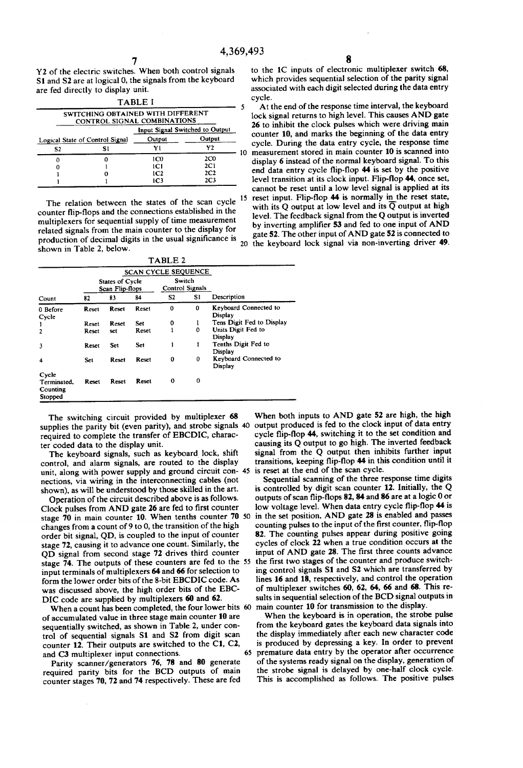Y2 of the electric switches. When both control signals S1 and S2 are at logical 0, the signals from the keyboard are fed directly to display unit.

TABLE I

SWITCHING OBTAINED WITH DIFFERENT CONTROL SIGNAL COMBINATIONS

| Logical State of Control Signal | | Input Signal Switched to Output | |
|---|---|---|---|
| S2 | S1 | Output Y1 | Output Y2 |
| 0 | 0 | 1C0 | 2C0 |
| 0 | 1 | 1C1 | 2C1 |
| 1 | 0 | 1C2 | 2C2 |
| 1 | 1 | 1C3 | 2C3 |

The relation between the states of the scan cycle counter flip-flops and the connections established in the multiplexers for sequential supply of time measurement related signals from the main counter to the display for production of decimal digits in the usual significance is shown in Table 2, below.

TABLE 2

SCAN CYCLE SEQUENCE

| Count | States of Cycle Scan Flip-flops | | | Switch Control Signals | | Description |
|---|---|---|---|---|---|---|
| | 82 | 83 | 84 | S2 | S1 | |
| 0 Before Cycle | Reset | Reset | Reset | 0 | 0 | Keyboard Connected to Display |
| 1 | Reset | Reset | Set | 0 | 1 | Tens Digit Fed to Display |
| 2 | Reset | set | Reset | 1 | 0 | Units Digit Fed to Display |
| 3 | Reset | Set | Set | 1 | 1 | Tenths Digit Fed to Display |
| 4 | Set | Reset | Reset | 0 | 0 | Keyboard Connected to Display |
| Cycle Terminated, Counting Stopped | Reset | Reset | Reset | 0 | 0 | |

The switching circuit provided by multiplexer 68 supplies the parity bit (even parity), and strobe signals required to complete the transfer of EBCDIC, character coded data to the display unit.

The keyboard signals, such as keyboard lock, shift control, and alarm signals, are routed to the display unit, along with power supply and ground circuit connections, via wiring in the interconnecting cables (not shown), as will be understood by those skilled in the art.

Operation of the circuit described above is as follows. Clock pulses from AND gate 26 are fed to first counter stage 70 in main counter 10. When tenths counter 70 changes from a count of 9 to 0, the transition of the high order bit signal, QD, is coupled to the input of counter stage 72, causing it to advance one count. Similarly, the QD signal from second stage 72 drives third counter stage 74. The outputs of these counters are fed to the input terminals of multiplexers 64 and 66 for selection to form the lower order bits of the 8-bit EBCDIC code. As was discussed above, the high order bits of the EBCDIC code are supplied by multiplexers 60 and 62.

When a count has been completed, the four lower bits of accumulated value in three stage main counter 10 are sequentially switched, as shown in Table 2, under control of sequential signals S1 and S2 from digit scan counter 12. Their outputs are switched to the C1, C2, and C3 multiplexer input connections.

Parity scanner/generators 76, 78 and 80 generate required parity bits for the BCD outputs of main counter stages 70, 72 and 74 respectively. These are fed to the 1C inputs of electronic multiplexer switch 68, which provides sequential selection of the parity signal associated with each digit selected during the data entry cycle.

At the end of the response time interval, the keyboard lock signal returns to high level. This causes AND gate 26 to inhibit the clock pulses which were driving main counter 10, and marks the beginning of the data entry cycle. During the data entry cycle, the response time measurement stored in main counter 10 is scanned into display 6 instead of the normal keyboard signal. To this end data entry cycle flip-flop 44 is set by the positive level transition at its clock input. Flip-flop 44, once set, cannot be reset until a low level signal is applied at its reset input. Flip-flop 44 is normally in the reset state, with its Q output at low level and its $\overline{Q}$ output at high level. The feedback signal from the Q output is inverted by inverting amplifier 53 and fed to one input of AND gate 52. The other input of AND gate 52 is connected to the keyboard lock signal via non-inverting driver 49. When both inputs to AND gate 52 are high, the high output produced is fed to the clock input of data entry cycle flip-flop 44, switching it to the set condition and causing its Q output to go high. The inverted feedback signal from the Q output then inhibits further input transitions, keeping flip-flop 44 in this condition until it is reset at the end of the scan cycle.

Sequential scanning of the three response time digits is controlled by digit scan counter 12. Initially, the Q outputs of scan flip-flops 82, 84 and 86 are at a logic 0 or low voltage level. When data entry cycle flip-flop 44 is in the set position, AND gate 28 is enabled and passes counting pulses to the input of the first counter, flip-flop 82. The counting pulses appear during positive going cycles of clock 22 when a true condition occurs at the input of AND gate 28. The first three counts advance the first two stages of the counter and produce switching control signals S1 and S2 which are transferred by lines 16 and 18, respectively, and control the operation of multiplexer switches 60, 62, 64, 66 and 68. This results in sequential selection of the BCD signal outputs in main counter 10 for transmission to the display.

When the keyboard is in operation, the strobe pulse from the keyboard gates the keyboard data signals into the display immediately after each new character code is produced by depressing a key. In order to prevent premature data entry by the operator after occurrence of the systems ready signal on the display, generation of the strobe signal is delayed by one-half clock cycle. This is accomplished as follows. The positive pulses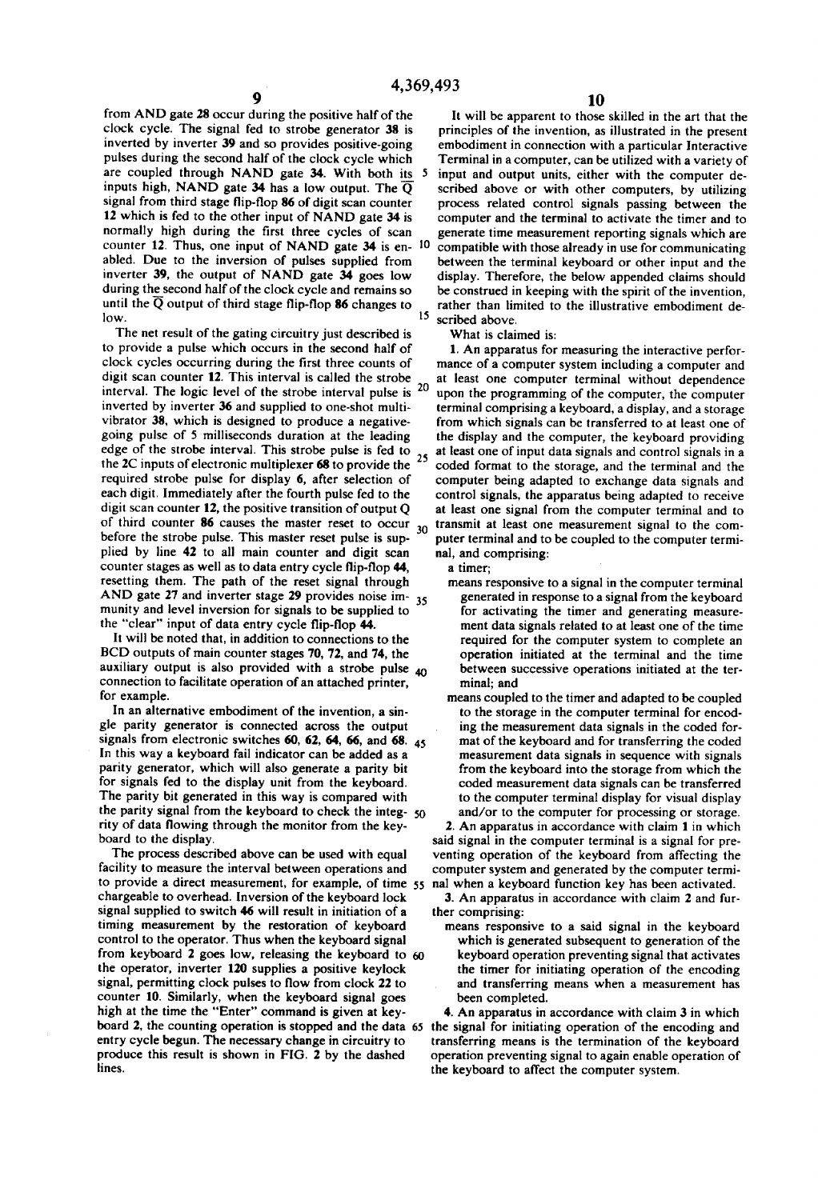from AND gate 28 occur during the positive half of the clock cycle. The signal fed to strobe generator 38 is inverted by inverter 39 and so provides positive-going pulses during the second half of the clock cycle which are coupled through NAND gate 34. With both its inputs high, NAND gate 34 has a low output. The $\overline{Q}$ signal from third stage flip-flop 86 of digit scan counter 12 which is fed to the other input of NAND gate 34 is normally high during the first three cycles of scan counter 12. Thus, one input of NAND gate 34 is enabled. Due to the inversion of pulses supplied from inverter 39, the output of NAND gate 34 goes low during the second half of the clock cycle and remains so until the $\overline{Q}$ output of third stage flip-flop 86 changes to low.

The net result of the gating circuitry just described is to provide a pulse which occurs in the second half of clock cycles occurring during the first three counts of digit scan counter 12. This interval is called the strobe interval. The logic level of the strobe interval pulse is inverted by inverter 36 and supplied to one-shot multivibrator 38, which is designed to produce a negative-going pulse of 5 milliseconds duration at the leading edge of the strobe interval. This strobe pulse is fed to the 2C inputs of electronic multiplexer 68 to provide the required strobe pulse for display 6, after selection of each digit. Immediately after the fourth pulse fed to the digit scan counter 12, the positive transition of output Q of third counter 86 causes the master reset to occur before the strobe pulse. This master reset pulse is supplied by line 42 to all main counter and digit scan counter stages as well as to data entry cycle flip-flop 44, resetting them. The path of the reset signal through AND gate 27 and inverter stage 29 provides noise immunity and level inversion for signals to be supplied to the "clear" input of data entry cycle flip-flop 44.

It will be noted that, in addition to connections to the BCD outputs of main counter stages 70, 72, and 74, the auxiliary output is also provided with a strobe pulse connection to facilitate operation of an attached printer, for example.

In an alternative embodiment of the invention, a single parity generator is connected across the output signals from electronic switches 60, 62, 64, 66, and 68. In this way a keyboard fail indicator can be added as a parity generator, which will also generate a parity bit for signals fed to the display unit from the keyboard. The parity bit generated in this way is compared with the parity signal from the keyboard to check the integrity of data flowing through the monitor from the keyboard to the display.

The process described above can be used with equal facility to measure the interval between operations and to provide a direct measurement, for example, of time chargeable to overhead. Inversion of the keyboard lock signal supplied to switch 46 will result in initiation of a timing measurement by the restoration of keyboard control to the operator. Thus when the keyboard signal from keyboard 2 goes low, releasing the keyboard to the operator, inverter 120 supplies a positive keylock signal, permitting clock pulses to flow from clock 22 to counter 10. Similarly, when the keyboard signal goes high at the time the "Enter" command is given at keyboard 2, the counting operation is stopped and the data entry cycle begun. The necessary change in circuitry to produce this result is shown in FIG. 2 by the dashed lines.

It will be apparent to those skilled in the art that the principles of the invention, as illustrated in the present embodiment in connection with a particular Interactive Terminal in a computer, can be utilized with a variety of input and output units, either with the computer described above or with other computers, by utilizing process related control signals passing between the computer and the terminal to activate the timer and to generate time measurement reporting signals which are compatible with those already in use for communicating between the terminal keyboard or other input and the display. Therefore, the below appended claims should be construed in keeping with the spirit of the invention, rather than limited to the illustrative embodiment described above.

What is claimed is:

1. An apparatus for measuring the interactive performance of a computer system including a computer and at least one computer terminal without dependence upon the programming of the computer, the computer terminal comprising a keyboard, a display, and a storage from which signals can be transferred to at least one of the display and the computer, the keyboard providing at least one of input data signals and control signals in a coded format to the storage, and the terminal and the computer being adapted to exchange data signals and control signals, the apparatus being adapted to receive at least one signal from the computer terminal and to transmit at least one measurement signal to the computer terminal and to be coupled to the computer terminal, and comprising:
   - a timer;
   - means responsive to a signal in the computer terminal generated in response to a signal from the keyboard for activating the timer and generating measurement data signals related to at least one of the time required for the computer system to complete an operation initiated at the terminal and the time between successive operations initiated at the terminal; and
   - means coupled to the timer and adapted to be coupled to the storage in the computer terminal for encoding the measurement data signals in the coded format of the keyboard and for transferring the coded measurement data signals in sequence with signals from the keyboard into the storage from which the coded measurement data signals can be transferred to the computer terminal display for visual display and/or to the computer for processing or storage.

2. An apparatus in accordance with claim 1 in which said signal in the computer terminal is a signal for preventing operation of the keyboard from affecting the computer system and generated by the computer terminal when a keyboard function key has been activated.

3. An apparatus in accordance with claim 2 and further comprising:
   - means responsive to a said signal in the keyboard which is generated subsequent to generation of the keyboard operation preventing signal that activates the timer for initiating operation of the encoding and transferring means when a measurement has been completed.

4. An apparatus in accordance with claim 3 in which the signal for initiating operation of the encoding and transferring means is the termination of the keyboard operation preventing signal to again enable operation of the keyboard to affect the computer system.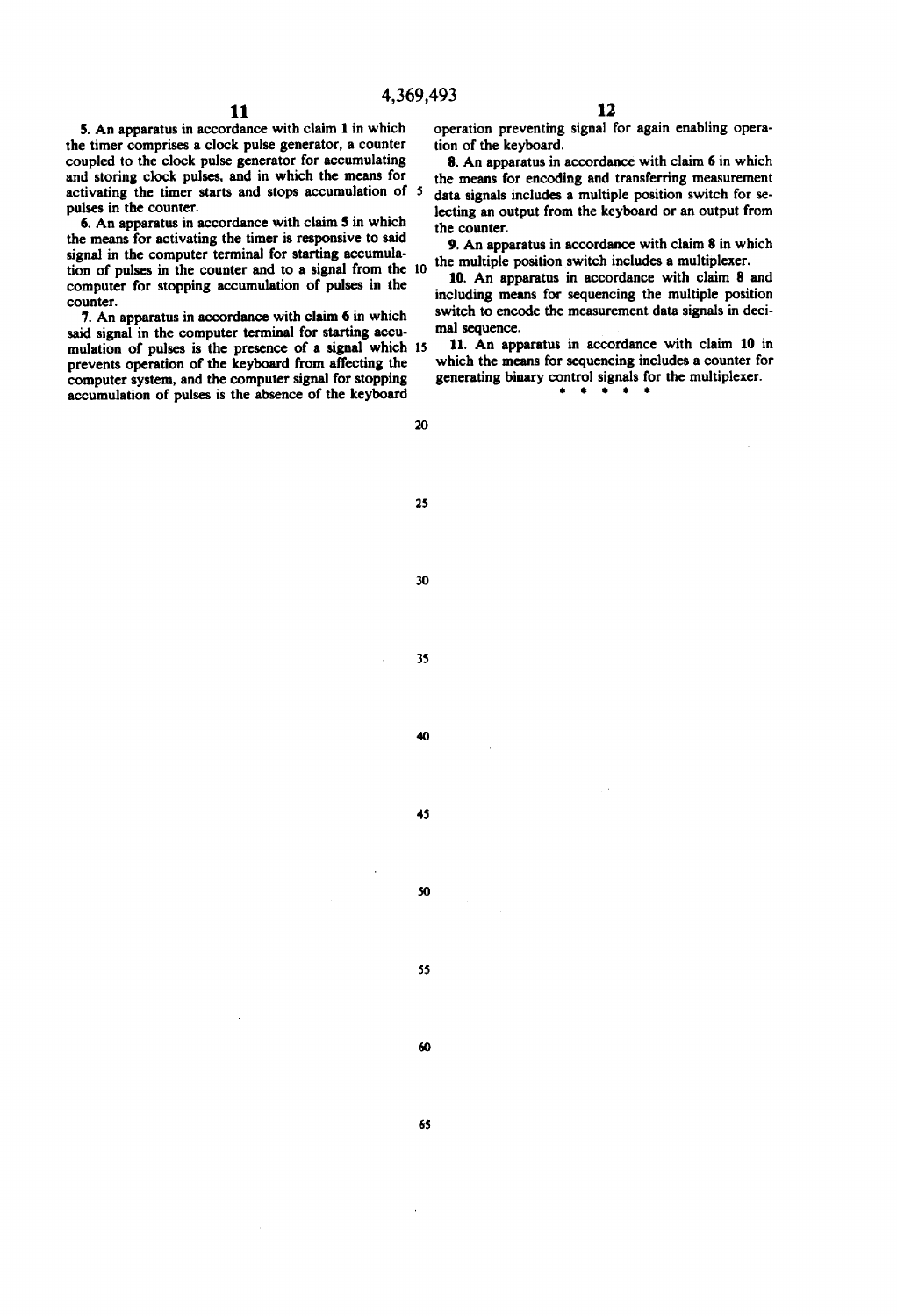5. An apparatus in accordance with claim 1 in which the timer comprises a clock pulse generator, a counter coupled to the clock pulse generator for accumulating and storing clock pulses, and in which the means for activating the timer starts and stops accumulation of pulses in the counter.

6. An apparatus in accordance with claim 5 in which the means for activating the timer is responsive to said signal in the computer terminal for starting accumulation of pulses in the counter and to a signal from the computer for stopping accumulation of pulses in the counter.

7. An apparatus in accordance with claim 6 in which said signal in the computer terminal for starting accumulation of pulses is the presence of a signal which prevents operation of the keyboard from affecting the computer system, and the computer signal for stopping accumulation of pulses is the absence of the keyboard operation preventing signal for again enabling operation of the keyboard.

8. An apparatus in accordance with claim 6 in which the means for encoding and transferring measurement data signals includes a multiple position switch for selecting an output from the keyboard or an output from the counter.

9. An apparatus in accordance with claim 8 in which the multiple position switch includes a multiplexer.

10. An apparatus in accordance with claim 8 and including means for sequencing the multiple position switch to encode the measurement data signals in decimal sequence.

11. An apparatus in accordance with claim 10 in which the means for sequencing includes a counter for generating binary control signals for the multiplexer.

* * * * *